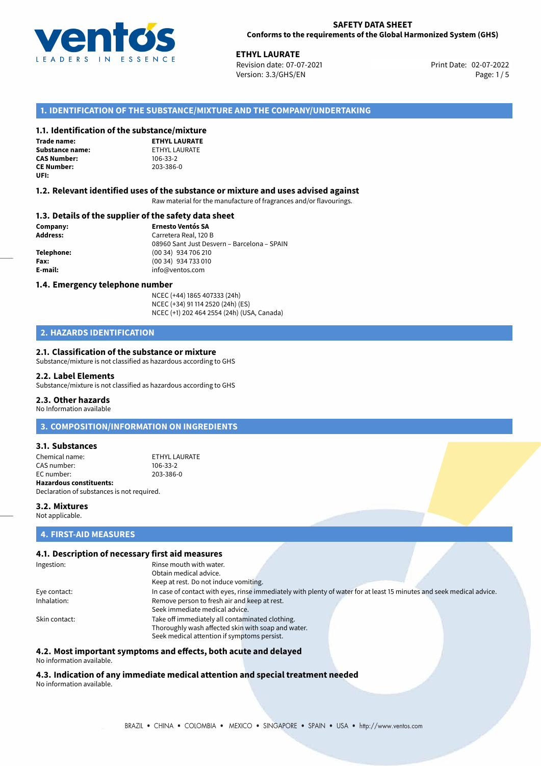**SAFETY DATA SHEET**
**Conforms to the requirements of the Global Harmonized System (GHS)**

**ETHYL LAURATE**
Revision date: 07-07-2021
Version: 3.3/GHS/EN

Print Date: 02-07-2022

## 1. IDENTIFICATION OF THE SUBSTANCE/MIXTURE AND THE COMPANY/UNDERTAKING

### 1.1. Identification of the substance/mixture

| | |
|---|---|
| **Trade name:** | **ETHYL LAURATE** |
| **Substance name:** | ETHYL LAURATE |
| **CAS Number:** | 106-33-2 |
| **CE Number:** | 203-386-0 |
| **UFI:** | |

### 1.2. Relevant identified uses of the substance or mixture and uses advised against

Raw material for the manufacture of fragrances and/or flavourings.

### 1.3. Details of the supplier of the safety data sheet

| | |
|---|---|
| **Company:** | **Ernesto Ventós SA** |
| **Address:** | Carretera Real, 120 B<br>08960 Sant Just Desvern – Barcelona – SPAIN |
| **Telephone:** | (00 34) 934 706 210 |
| **Fax:** | (00 34) 934 733 010 |
| **E-mail:** | info@ventos.com |

### 1.4. Emergency telephone number

NCEC (+44) 1865 407333 (24h)
NCEC (+34) 91 114 2520 (24h) (ES)
NCEC (+1) 202 464 2554 (24h) (USA, Canada)

## 2. HAZARDS IDENTIFICATION

### 2.1. Classification of the substance or mixture

Substance/mixture is not classified as hazardous according to GHS

### 2.2. Label Elements

Substance/mixture is not classified as hazardous according to GHS

### 2.3. Other hazards

No Information available

## 3. COMPOSITION/INFORMATION ON INGREDIENTS

### 3.1. Substances

| | |
|---|---|
| Chemical name: | ETHYL LAURATE |
| CAS number: | 106-33-2 |
| EC number: | 203-386-0 |

**Hazardous constituents:**
Declaration of substances is not required.

### 3.2. Mixtures

Not applicable.

## 4. FIRST-AID MEASURES

### 4.1. Description of necessary first aid measures

| | |
|---|---|
| Ingestion: | Rinse mouth with water.<br>Obtain medical advice.<br>Keep at rest. Do not induce vomiting. |
| Eye contact: | In case of contact with eyes, rinse immediately with plenty of water for at least 15 minutes and seek medical advice. |
| Inhalation: | Remove person to fresh air and keep at rest.<br>Seek immediate medical advice. |
| Skin contact: | Take off immediately all contaminated clothing.<br>Thoroughly wash affected skin with soap and water.<br>Seek medical attention if symptoms persist. |

### 4.2. Most important symptoms and effects, both acute and delayed

No information available.

### 4.3. Indication of any immediate medical attention and special treatment needed

No information available.

BRAZIL • CHINA • COLOMBIA • MEXICO • SINGAPORE • SPAIN • USA • http://www.ventos.com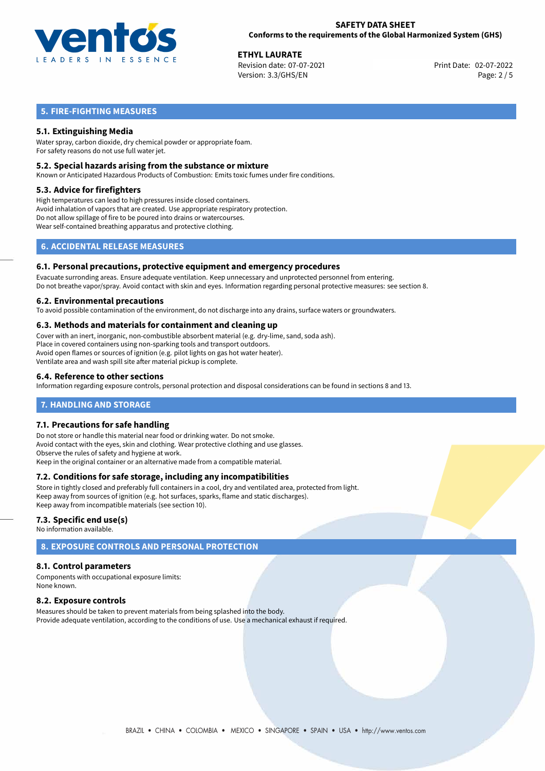## 5. FIRE-FIGHTING MEASURES

### 5.1. Extinguishing Media

Water spray, carbon dioxide, dry chemical powder or appropriate foam.
For safety reasons do not use full water jet.

### 5.2. Special hazards arising from the substance or mixture

Known or Anticipated Hazardous Products of Combustion: Emits toxic fumes under fire conditions.

### 5.3. Advice for firefighters

High temperatures can lead to high pressures inside closed containers.
Avoid inhalation of vapors that are created. Use appropriate respiratory protection.
Do not allow spillage of fire to be poured into drains or watercourses.
Wear self-contained breathing apparatus and protective clothing.

## 6. ACCIDENTAL RELEASE MEASURES

### 6.1. Personal precautions, protective equipment and emergency procedures

Evacuate surronding areas. Ensure adequate ventilation. Keep unnecessary and unprotected personnel from entering.
Do not breathe vapor/spray. Avoid contact with skin and eyes. Information regarding personal protective measures: see section 8.

### 6.2. Environmental precautions

To avoid possible contamination of the environment, do not discharge into any drains, surface waters or groundwaters.

### 6.3. Methods and materials for containment and cleaning up

Cover with an inert, inorganic, non-combustible absorbent material (e.g. dry-lime, sand, soda ash).
Place in covered containers using non-sparking tools and transport outdoors.
Avoid open flames or sources of ignition (e.g. pilot lights on gas hot water heater).
Ventilate area and wash spill site after material pickup is complete.

### 6.4. Reference to other sections

Information regarding exposure controls, personal protection and disposal considerations can be found in sections 8 and 13.

## 7. HANDLING AND STORAGE

### 7.1. Precautions for safe handling

Do not store or handle this material near food or drinking water. Do not smoke.
Avoid contact with the eyes, skin and clothing. Wear protective clothing and use glasses.
Observe the rules of safety and hygiene at work.
Keep in the original container or an alternative made from a compatible material.

### 7.2. Conditions for safe storage, including any incompatibilities

Store in tightly closed and preferably full containers in a cool, dry and ventilated area, protected from light.
Keep away from sources of ignition (e.g. hot surfaces, sparks, flame and static discharges).
Keep away from incompatible materials (see section 10).

### 7.3. Specific end use(s)

No information available.

## 8. EXPOSURE CONTROLS AND PERSONAL PROTECTION

### 8.1. Control parameters

Components with occupational exposure limits:
None known.

### 8.2. Exposure controls

Measures should be taken to prevent materials from being splashed into the body.
Provide adequate ventilation, according to the conditions of use. Use a mechanical exhaust if required.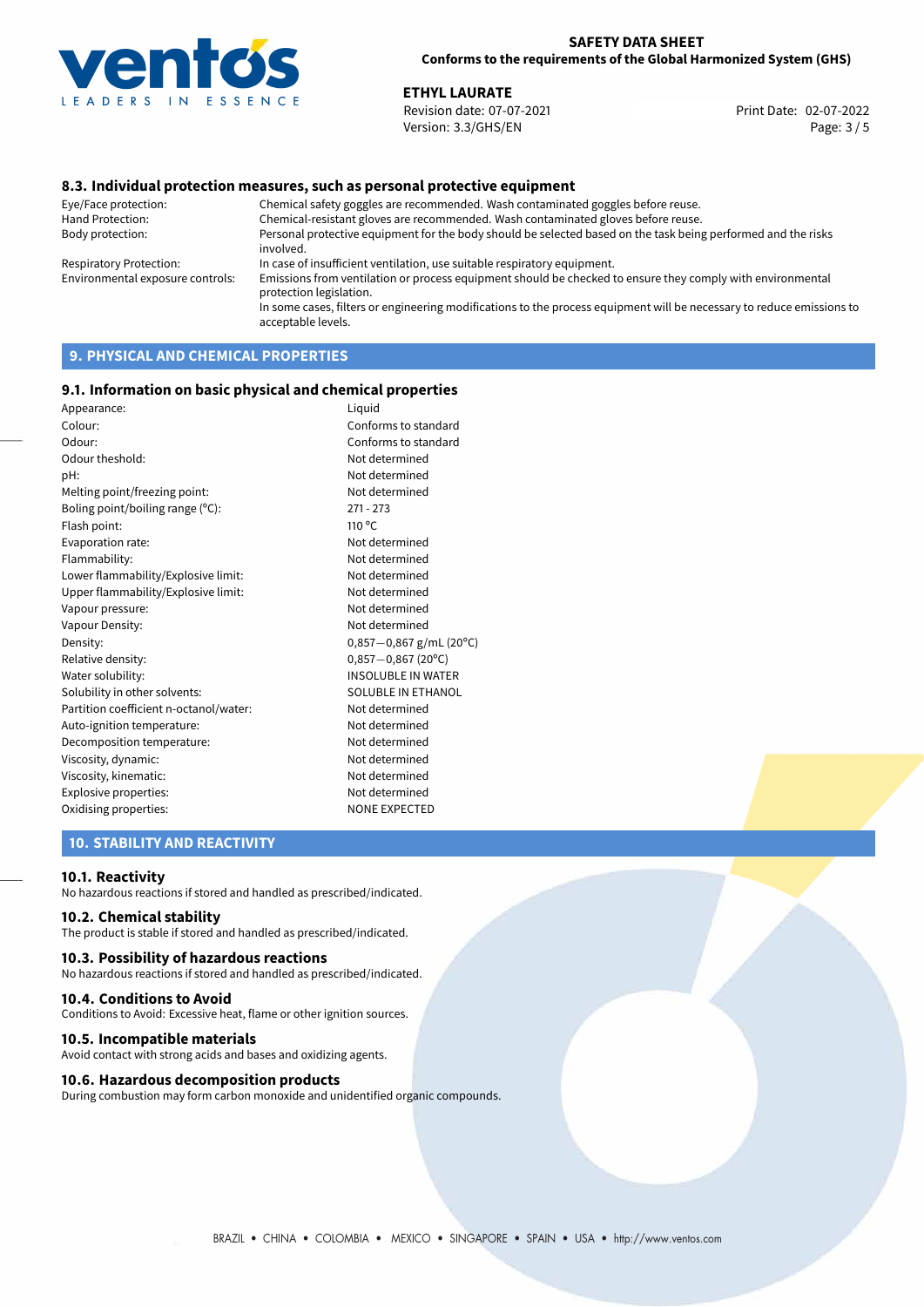### 8.3. Individual protection measures, such as personal protective equipment

| | |
|---|---|
| Eye/Face protection: | Chemical safety goggles are recommended. Wash contaminated goggles before reuse. |
| Hand Protection: | Chemical-resistant gloves are recommended. Wash contaminated gloves before reuse. |
| Body protection: | Personal protective equipment for the body should be selected based on the task being performed and the risks involved. |
| Respiratory Protection: | In case of insufficient ventilation, use suitable respiratory equipment. |
| Environmental exposure controls: | Emissions from ventilation or process equipment should be checked to ensure they comply with environmental protection legislation. In some cases, filters or engineering modifications to the process equipment will be necessary to reduce emissions to acceptable levels. |

## 9. PHYSICAL AND CHEMICAL PROPERTIES

### 9.1. Information on basic physical and chemical properties

| | |
|---|---|
| Appearance: | Liquid |
| Colour: | Conforms to standard |
| Odour: | Conforms to standard |
| Odour theshold: | Not determined |
| pH: | Not determined |
| Melting point/freezing point: | Not determined |
| Boling point/boiling range (°C): | 271 - 273 |
| Flash point: | 110 °C |
| Evaporation rate: | Not determined |
| Flammability: | Not determined |
| Lower flammability/Explosive limit: | Not determined |
| Upper flammability/Explosive limit: | Not determined |
| Vapour pressure: | Not determined |
| Vapour Density: | Not determined |
| Density: | 0,857−0,867 g/mL (20°C) |
| Relative density: | 0,857−0,867 (20°C) |
| Water solubility: | INSOLUBLE IN WATER |
| Solubility in other solvents: | SOLUBLE IN ETHANOL |
| Partition coefficient n-octanol/water: | Not determined |
| Auto-ignition temperature: | Not determined |
| Decomposition temperature: | Not determined |
| Viscosity, dynamic: | Not determined |
| Viscosity, kinematic: | Not determined |
| Explosive properties: | Not determined |
| Oxidising properties: | NONE EXPECTED |

## 10. STABILITY AND REACTIVITY

### 10.1. Reactivity

No hazardous reactions if stored and handled as prescribed/indicated.

### 10.2. Chemical stability

The product is stable if stored and handled as prescribed/indicated.

### 10.3. Possibility of hazardous reactions

No hazardous reactions if stored and handled as prescribed/indicated.

### 10.4. Conditions to Avoid

Conditions to Avoid: Excessive heat, flame or other ignition sources.

### 10.5. Incompatible materials

Avoid contact with strong acids and bases and oxidizing agents.

### 10.6. Hazardous decomposition products

During combustion may form carbon monoxide and unidentified organic compounds.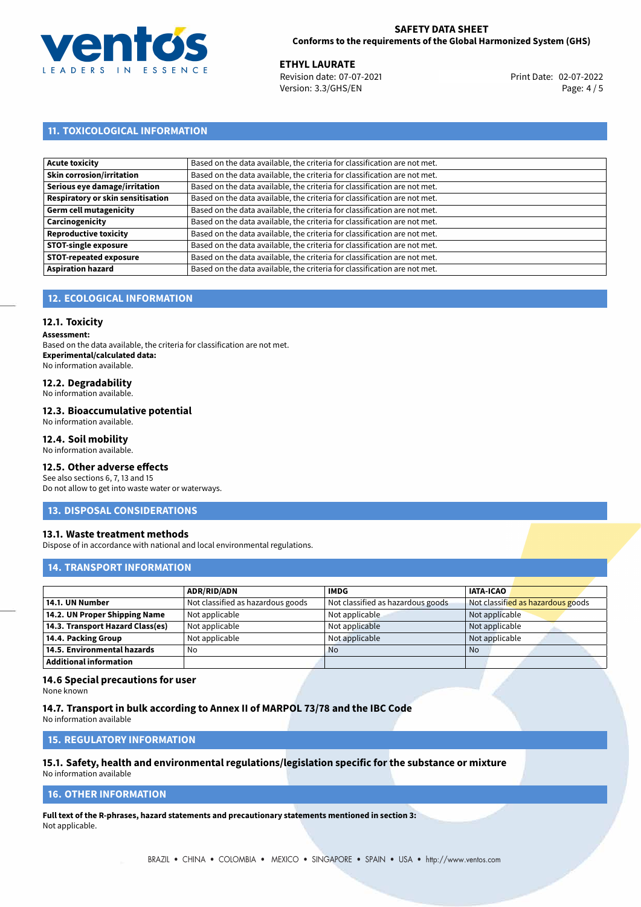## 11. TOXICOLOGICAL INFORMATION

| | |
|---|---|
| **Acute toxicity** | Based on the data available, the criteria for classification are not met. |
| **Skin corrosion/irritation** | Based on the data available, the criteria for classification are not met. |
| **Serious eye damage/irritation** | Based on the data available, the criteria for classification are not met. |
| **Respiratory or skin sensitisation** | Based on the data available, the criteria for classification are not met. |
| **Germ cell mutagenicity** | Based on the data available, the criteria for classification are not met. |
| **Carcinogenicity** | Based on the data available, the criteria for classification are not met. |
| **Reproductive toxicity** | Based on the data available, the criteria for classification are not met. |
| **STOT-single exposure** | Based on the data available, the criteria for classification are not met. |
| **STOT-repeated exposure** | Based on the data available, the criteria for classification are not met. |
| **Aspiration hazard** | Based on the data available, the criteria for classification are not met. |

## 12. ECOLOGICAL INFORMATION

### 12.1. Toxicity

**Assessment:**
Based on the data available, the criteria for classification are not met.
**Experimental/calculated data:**
No information available.

### 12.2. Degradability

No information available.

### 12.3. Bioaccumulative potential

No information available.

### 12.4. Soil mobility

No information available.

### 12.5. Other adverse effects

See also sections 6, 7, 13 and 15
Do not allow to get into waste water or waterways.

## 13. DISPOSAL CONSIDERATIONS

### 13.1. Waste treatment methods

Dispose of in accordance with national and local environmental regulations.

## 14. TRANSPORT INFORMATION

| | ADR/RID/ADN | IMDG | IATA-ICAO |
|---|---|---|---|
| **14.1. UN Number** | Not classified as hazardous goods | Not classified as hazardous goods | Not classified as hazardous goods |
| **14.2. UN Proper Shipping Name** | Not applicable | Not applicable | Not applicable |
| **14.3. Transport Hazard Class(es)** | Not applicable | Not applicable | Not applicable |
| **14.4. Packing Group** | Not applicable | Not applicable | Not applicable |
| **14.5. Environmental hazards** | No | No | No |
| **Additional information** | | | |

### 14.6 Special precautions for user

None known

### 14.7. Transport in bulk according to Annex II of MARPOL 73/78 and the IBC Code

No information available

## 15. REGULATORY INFORMATION

### 15.1. Safety, health and environmental regulations/legislation specific for the substance or mixture

No information available

## 16. OTHER INFORMATION

**Full text of the R-phrases, hazard statements and precautionary statements mentioned in section 3:**
Not applicable.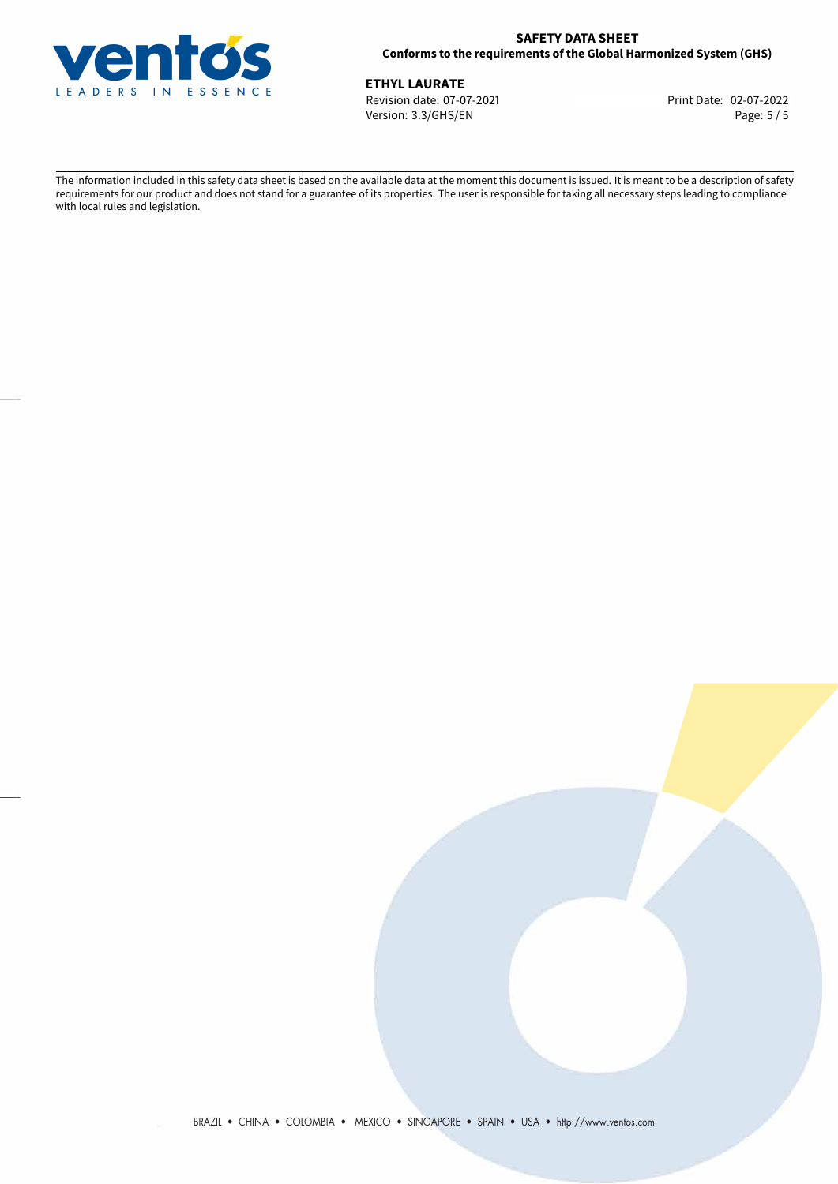The information included in this safety data sheet is based on the available data at the moment this document is issued. It is meant to be a description of safety requirements for our product and does not stand for a guarantee of its properties. The user is responsible for taking all necessary steps leading to compliance with local rules and legislation.